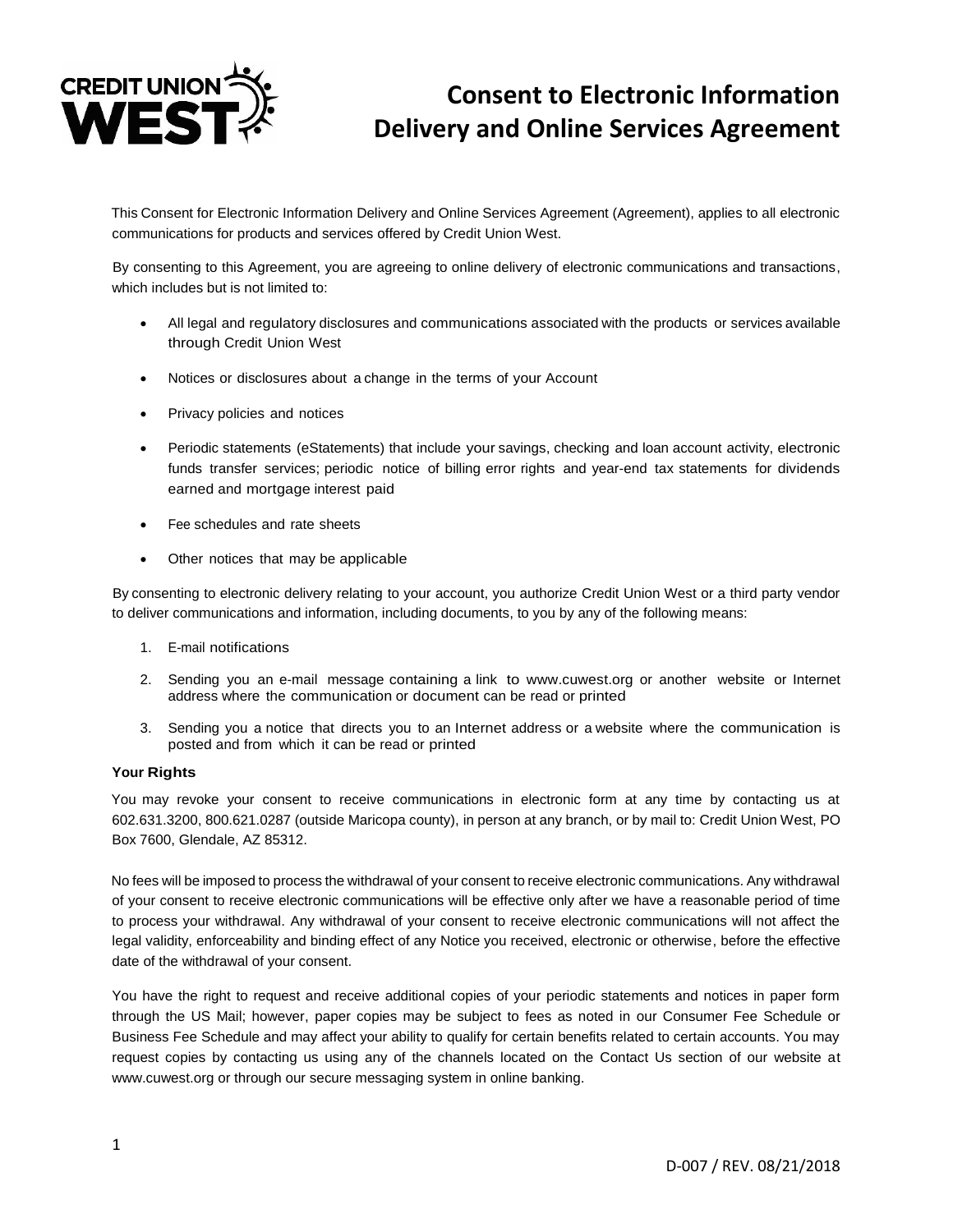# Consent to Electronic Information Delivery and Online Services Agreement

This Consent for Electronic Information Delivery and Online Services Agreement (Agreement), applies to all electronic communications for products and services offered by Credit Union West.

By consenting to this Agreement, you are agreeing to online delivery of electronic communications and transactions, which includes but is not limited to:

- All legal and regulatory disclosures and communications associated with the products or services available through Credit Union West
- Notices or disclosures about a change in the terms of your Account
- Privacy policies and notices
- Periodic statements (eStatements) that include your savings, checking and loan account activity, electronic funds transfer services; periodic notice of billing error rights and year-end tax statements for dividends earned and mortgage interest paid
- Fee schedules and rate sheets
- Other notices that may be applicable

By consenting to electronic delivery relating to your account, you authorize Credit Union West or a third party vendor to deliver communications and information, including documents, to you by any of the following means:

1. E-mail notifications
2. Sending you an e-mail message containing a link to www.cuwest.org or another website or Internet address where the communication or document can be read or printed
3. Sending you a notice that directs you to an Internet address or a website where the communication is posted and from which it can be read or printed

**Your Rights**

You may revoke your consent to receive communications in electronic form at any time by contacting us at 602.631.3200, 800.621.0287 (outside Maricopa county), in person at any branch, or by mail to: Credit Union West, PO Box 7600, Glendale, AZ 85312.

No fees will be imposed to process the withdrawal of your consent to receive electronic communications. Any withdrawal of your consent to receive electronic communications will be effective only after we have a reasonable period of time to process your withdrawal. Any withdrawal of your consent to receive electronic communications will not affect the legal validity, enforceability and binding effect of any Notice you received, electronic or otherwise, before the effective date of the withdrawal of your consent.

You have the right to request and receive additional copies of your periodic statements and notices in paper form through the US Mail; however, paper copies may be subject to fees as noted in our Consumer Fee Schedule or Business Fee Schedule and may affect your ability to qualify for certain benefits related to certain accounts. You may request copies by contacting us using any of the channels located on the Contact Us section of our website at www.cuwest.org or through our secure messaging system in online banking.

D-007 / REV. 08/21/2018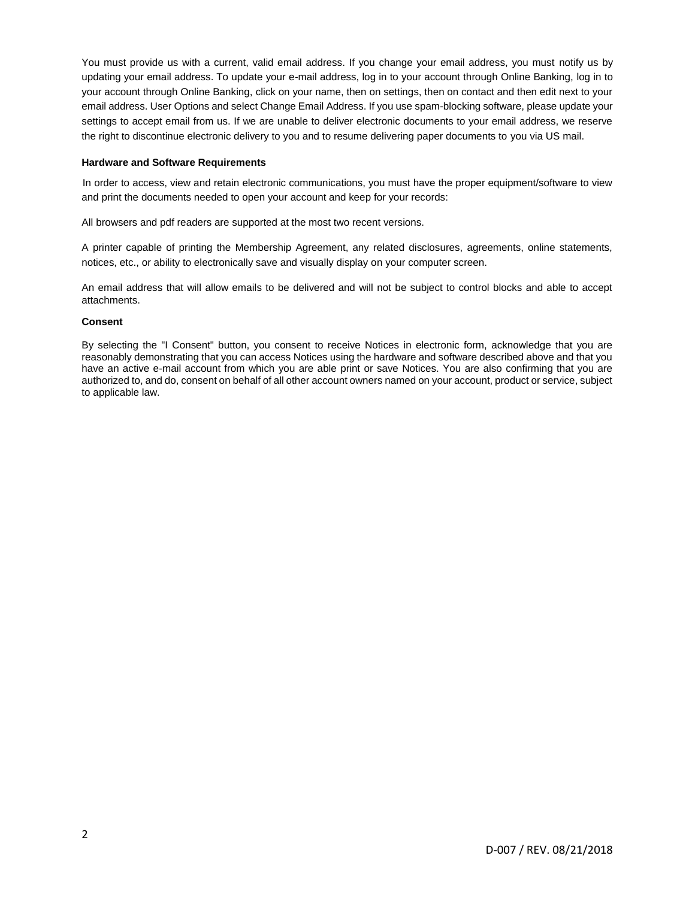You must provide us with a current, valid email address. If you change your email address, you must notify us by updating your email address. To update your e-mail address, log in to your account through Online Banking, log in to your account through Online Banking, click on your name, then on settings, then on contact and then edit next to your email address. User Options and select Change Email Address. If you use spam-blocking software, please update your settings to accept email from us. If we are unable to deliver electronic documents to your email address, we reserve the right to discontinue electronic delivery to you and to resume delivering paper documents to you via US mail.

**Hardware and Software Requirements**

In order to access, view and retain electronic communications, you must have the proper equipment/software to view and print the documents needed to open your account and keep for your records:

All browsers and pdf readers are supported at the most two recent versions.

A printer capable of printing the Membership Agreement, any related disclosures, agreements, online statements, notices, etc., or ability to electronically save and visually display on your computer screen.

An email address that will allow emails to be delivered and will not be subject to control blocks and able to accept attachments.

**Consent**

By selecting the "I Consent" button, you consent to receive Notices in electronic form, acknowledge that you are reasonably demonstrating that you can access Notices using the hardware and software described above and that you have an active e-mail account from which you are able print or save Notices. You are also confirming that you are authorized to, and do, consent on behalf of all other account owners named on your account, product or service, subject to applicable law.

D-007 / REV. 08/21/2018